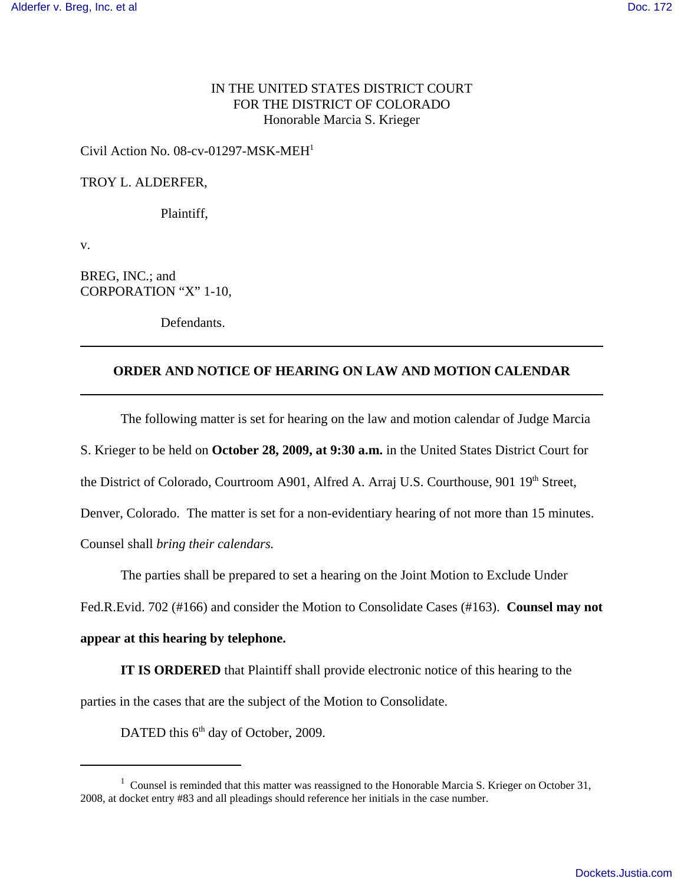IN THE UNITED STATES DISTRICT COURT
FOR THE DISTRICT OF COLORADO
Honorable Marcia S. Krieger

Civil Action No. 08-cv-01297-MSK-MEH[1]

TROY L. ALDERFER,

Plaintiff,

v.

BREG, INC.; and
CORPORATION "X" 1-10,

Defendants.

---

**ORDER AND NOTICE OF HEARING ON LAW AND MOTION CALENDAR**

---

The following matter is set for hearing on the law and motion calendar of Judge Marcia S. Krieger to be held on **October 28, 2009, at 9:30 a.m.** in the United States District Court for the District of Colorado, Courtroom A901, Alfred A. Arraj U.S. Courthouse, 901 19th Street, Denver, Colorado. The matter is set for a non-evidentiary hearing of not more than 15 minutes. Counsel shall *bring their calendars.*

The parties shall be prepared to set a hearing on the Joint Motion to Exclude Under Fed.R.Evid. 702 (#166) and consider the Motion to Consolidate Cases (#163). **Counsel may not appear at this hearing by telephone.**

**IT IS ORDERED** that Plaintiff shall provide electronic notice of this hearing to the parties in the cases that are the subject of the Motion to Consolidate.

DATED this 6th day of October, 2009.

---

[1] Counsel is reminded that this matter was reassigned to the Honorable Marcia S. Krieger on October 31, 2008, at docket entry #83 and all pleadings should reference her initials in the case number.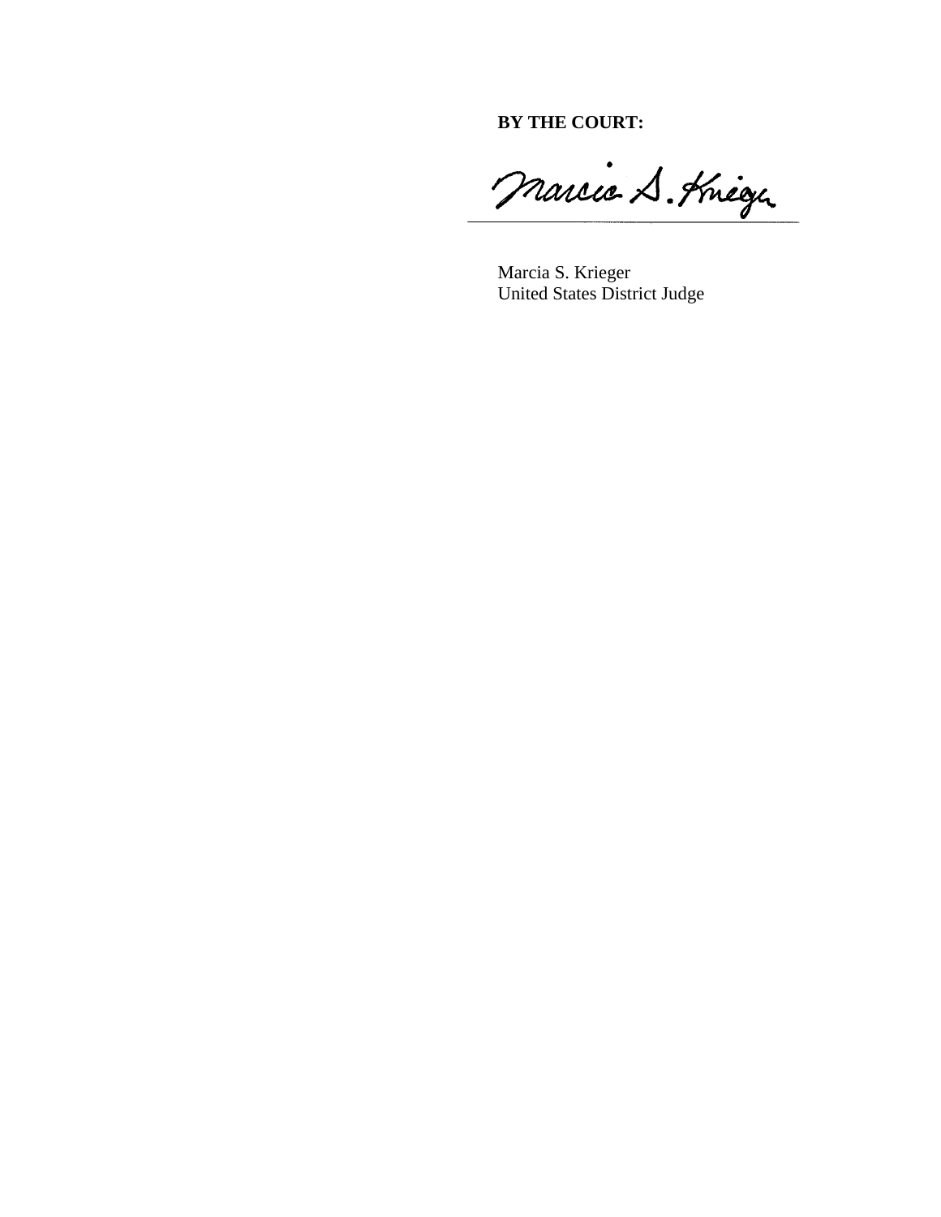**BY THE COURT:**

Marcia S. Krieger

\_\_\_\_\_\_\_\_\_\_\_\_\_\_\_\_\_\_\_\_\_\_\_\_\_\_\_\_\_\_\_\_\_\_\_\_\_\_

Marcia S. Krieger
United States District Judge